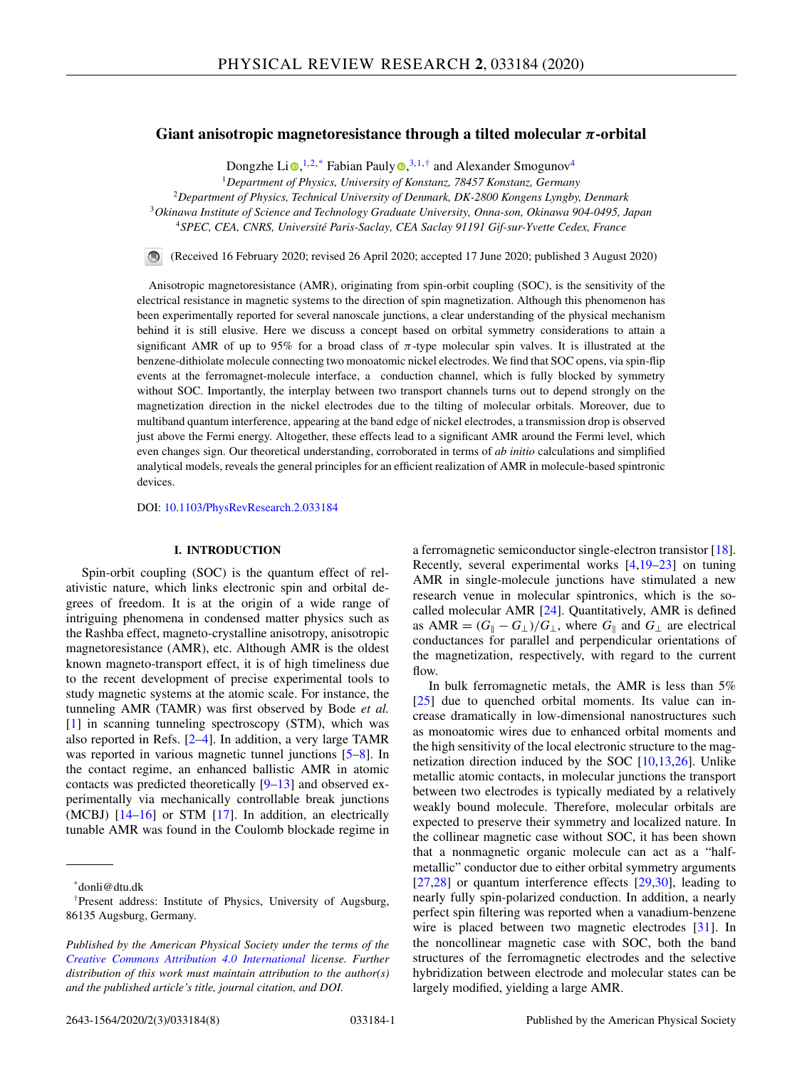# Giant anisotropic magnetoresistance through a tilted molecular $\pi$-orbital

Dongzhe Li[1,2,*], Fabian Pauly[3,1,†] and Alexander Smogunov[4]

[1]Department of Physics, University of Konstanz, 78457 Konstanz, Germany
[2]Department of Physics, Technical University of Denmark, DK-2800 Kongens Lyngby, Denmark
[3]Okinawa Institute of Science and Technology Graduate University, Onna-son, Okinawa 904-0495, Japan
[4]SPEC, CEA, CNRS, Université Paris-Saclay, CEA Saclay 91191 Gif-sur-Yvette Cedex, France

(Received 16 February 2020; revised 26 April 2020; accepted 17 June 2020; published 3 August 2020)

Anisotropic magnetoresistance (AMR), originating from spin-orbit coupling (SOC), is the sensitivity of the electrical resistance in magnetic systems to the direction of spin magnetization. Although this phenomenon has been experimentally reported for several nanoscale junctions, a clear understanding of the physical mechanism behind it is still elusive. Here we discuss a concept based on orbital symmetry considerations to attain a significant AMR of up to 95% for a broad class of $\pi$-type molecular spin valves. It is illustrated at the benzene-dithiolate molecule connecting two monoatomic nickel electrodes. We find that SOC opens, via spin-flip events at the ferromagnet-molecule interface, a conduction channel, which is fully blocked by symmetry without SOC. Importantly, the interplay between two transport channels turns out to depend strongly on the magnetization direction in the nickel electrodes due to the tilting of molecular orbitals. Moreover, due to multiband quantum interference, appearing at the band edge of nickel electrodes, a transmission drop is observed just above the Fermi energy. Altogether, these effects lead to a significant AMR around the Fermi level, which even changes sign. Our theoretical understanding, corroborated in terms of *ab initio* calculations and simplified analytical models, reveals the general principles for an efficient realization of AMR in molecule-based spintronic devices.

DOI: 10.1103/PhysRevResearch.2.033184

## I. INTRODUCTION

Spin-orbit coupling (SOC) is the quantum effect of relativistic nature, which links electronic spin and orbital degrees of freedom. It is at the origin of a wide range of intriguing phenomena in condensed matter physics such as the Rashba effect, magneto-crystalline anisotropy, anisotropic magnetoresistance (AMR), etc. Although AMR is the oldest known magneto-transport effect, it is of high timeliness due to the recent development of precise experimental tools to study magnetic systems at the atomic scale. For instance, the tunneling AMR (TAMR) was first observed by Bode *et al.* [1] in scanning tunneling spectroscopy (STM), which was also reported in Refs. [2–4]. In addition, a very large TAMR was reported in various magnetic tunnel junctions [5–8]. In the contact regime, an enhanced ballistic AMR in atomic contacts was predicted theoretically [9–13] and observed experimentally via mechanically controllable break junctions (MCBJ) [14–16] or STM [17]. In addition, an electrically tunable AMR was found in the Coulomb blockade regime in a ferromagnetic semiconductor single-electron transistor [18]. Recently, several experimental works [4,19–23] on tuning AMR in single-molecule junctions have stimulated a new research venue in molecular spintronics, which is the so-called molecular AMR [24]. Quantitatively, AMR is defined as AMR $= (G_\parallel - G_\perp)/G_\perp$, where $G_\parallel$ and $G_\perp$ are electrical conductances for parallel and perpendicular orientations of the magnetization, respectively, with regard to the current flow.

In bulk ferromagnetic metals, the AMR is less than 5% [25] due to quenched orbital moments. Its value can increase dramatically in low-dimensional nanostructures such as monoatomic wires due to enhanced orbital moments and the high sensitivity of the local electronic structure to the magnetization direction induced by the SOC [10,13,26]. Unlike metallic atomic contacts, in molecular junctions the transport between two electrodes is typically mediated by a relatively weakly bound molecule. Therefore, molecular orbitals are expected to preserve their symmetry and localized nature. In the collinear magnetic case without SOC, it has been shown that a nonmagnetic organic molecule can act as a "half-metallic" conductor due to either orbital symmetry arguments [27,28] or quantum interference effects [29,30], leading to nearly fully spin-polarized conduction. In addition, a nearly perfect spin filtering was reported when a vanadium-benzene wire is placed between two magnetic electrodes [31]. In the noncollinear magnetic case with SOC, both the band structures of the ferromagnetic electrodes and the selective hybridization between electrode and molecular states can be largely modified, yielding a large AMR.

---

*donli@dtu.dk

†Present address: Institute of Physics, University of Augsburg, 86135 Augsburg, Germany.

*Published by the American Physical Society under the terms of the Creative Commons Attribution 4.0 International license. Further distribution of this work must maintain attribution to the author(s) and the published article's title, journal citation, and DOI.*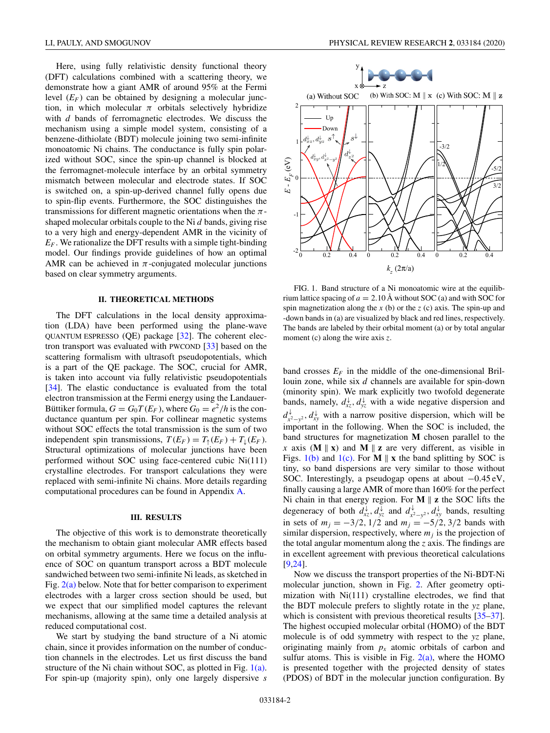Here, using fully relativistic density functional theory (DFT) calculations combined with a scattering theory, we demonstrate how a giant AMR of around 95% at the Fermi level ($E_F$) can be obtained by designing a molecular junction, in which molecular $\pi$ orbitals selectively hybridize with $d$ bands of ferromagnetic electrodes. We discuss the mechanism using a simple model system, consisting of a benzene-dithiolate (BDT) molecule joining two semi-infinite monoatomic Ni chains. The conductance is fully spin polarized without SOC, since the spin-up channel is blocked at the ferromagnet-molecule interface by an orbital symmetry mismatch between molecular and electrode states. If SOC is switched on, a spin-up-derived channel fully opens due to spin-flip events. Furthermore, the SOC distinguishes the transmissions for different magnetic orientations when the $\pi$-shaped molecular orbitals couple to the Ni $d$ bands, giving rise to a very high and energy-dependent AMR in the vicinity of $E_F$. We rationalize the DFT results with a simple tight-binding model. Our findings provide guidelines of how an optimal AMR can be achieved in $\pi$-conjugated molecular junctions based on clear symmetry arguments.

## II. THEORETICAL METHODS

The DFT calculations in the local density approximation (LDA) have been performed using the plane-wave QUANTUM ESPRESSO (QE) package [32]. The coherent electron transport was evaluated with PWCOND [33] based on the scattering formalism with ultrasoft pseudopotentials, which is a part of the QE package. The SOC, crucial for AMR, is taken into account via fully relativistic pseudopotentials [34]. The elastic conductance is evaluated from the total electron transmission at the Fermi energy using the Landauer-Büttiker formula, $G = G_0T(E_F)$, where $G_0 = e^2/h$ is the conductance quantum per spin. For collinear magnetic systems without SOC effects the total transmission is a sum of two independent spin transmissions, $T(E_F) = T_\uparrow(E_F) + T_\downarrow(E_F)$. Structural optimizations of molecular junctions have been performed without SOC using face-centered cubic Ni(111) crystalline electrodes. For transport calculations they were replaced with semi-infinite Ni chains. More details regarding computational procedures can be found in Appendix A.

## III. RESULTS

The objective of this work is to demonstrate theoretically the mechanism to obtain giant molecular AMR effects based on orbital symmetry arguments. Here we focus on the influence of SOC on quantum transport across a BDT molecule sandwiched between two semi-infinite Ni leads, as sketched in Fig. 2(a) below. Note that for better comparison to experiment electrodes with a larger cross section should be used, but we expect that our simplified model captures the relevant mechanisms, allowing at the same time a detailed analysis at reduced computational cost.

We start by studying the band structure of a Ni atomic chain, since it provides information on the number of conduction channels in the electrodes. Let us first discuss the band structure of the Ni chain without SOC, as plotted in Fig. 1(a). For spin-up (majority spin), only one largely dispersive $s$ band crosses $E_F$ in the middle of the one-dimensional Brillouin zone, while six $d$ channels are available for spin-down (minority spin). We mark explicitly two twofold degenerate bands, namely, $d_{xz}^\downarrow, d_{yz}^\downarrow$ with a wide negative dispersion and $d_{x^2-y^2}^\downarrow, d_{xy}^\downarrow$ with a narrow positive dispersion, which will be important in the following. When the SOC is included, the band structures for magnetization $\mathbf{M}$ chosen parallel to the $x$ axis ($\mathbf{M} \parallel \mathbf{x}$) and $\mathbf{M} \parallel \mathbf{z}$ are very different, as visible in Figs. 1(b) and 1(c). For $\mathbf{M} \parallel \mathbf{x}$ the band splitting by SOC is tiny, so band dispersions are very similar to those without SOC. Interestingly, a pseudogap opens at about $-0.45$ eV, finally causing a large AMR of more than 160% for the perfect Ni chain in that energy region. For $\mathbf{M} \parallel \mathbf{z}$ the SOC lifts the degeneracy of both $d_{xz}^\downarrow, d_{yz}^\downarrow$ and $d_{x^2-y^2}^\downarrow, d_{xy}^\downarrow$ bands, resulting in sets of $m_j = -3/2, 1/2$ and $m_j = -5/2, 3/2$ bands with similar dispersion, respectively, where $m_j$ is the projection of the total angular momentum along the $z$ axis. The findings are in excellent agreement with previous theoretical calculations [9,24].

FIG. 1. Band structure of a Ni monoatomic wire at the equilibrium lattice spacing of $a = 2.10$ Å without SOC (a) and with SOC for spin magnetization along the $x$ (b) or the $z$ (c) axis. The spin-up and -down bands in (a) are visualized by black and red lines, respectively. The bands are labeled by their orbital moment (a) or by total angular moment (c) along the wire axis $z$.

Now we discuss the transport properties of the Ni-BDT-Ni molecular junction, shown in Fig. 2. After geometry optimization with Ni(111) crystalline electrodes, we find that the BDT molecule prefers to slightly rotate in the $yz$ plane, which is consistent with previous theoretical results [35–37]. The highest occupied molecular orbital (HOMO) of the BDT molecule is of odd symmetry with respect to the $yz$ plane, originating mainly from $p_x$ atomic orbitals of carbon and sulfur atoms. This is visible in Fig. 2(a), where the HOMO is presented together with the projected density of states (PDOS) of BDT in the molecular junction configuration. By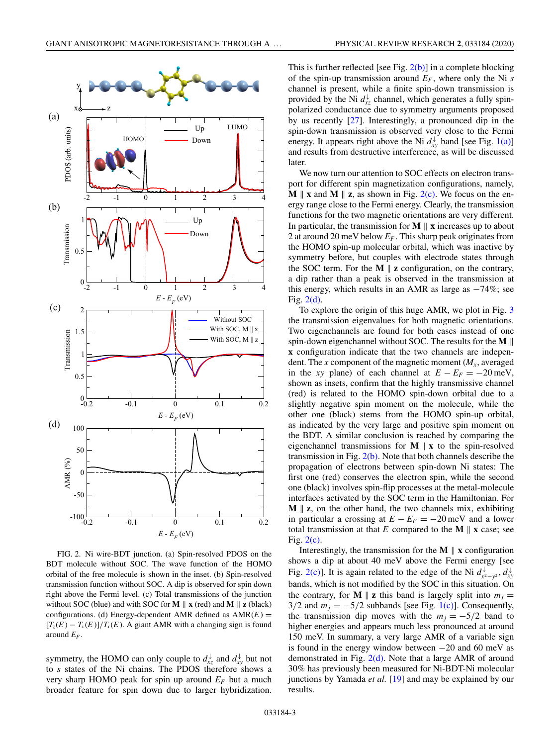FIG. 2. Ni wire-BDT junction. (a) Spin-resolved PDOS on the BDT molecule without SOC. The wave function of the HOMO orbital of the free molecule is shown in the inset. (b) Spin-resolved transmission function without SOC. A dip is observed for spin down right above the Fermi level. (c) Total transmissions of the junction without SOC (blue) and with SOC for **M** ∥ **x** (red) and **M** ∥ **z** (black) configurations. (d) Energy-dependent AMR defined as $\mathrm{AMR}(E) = [T_z(E) - T_x(E)]/T_x(E)$. A giant AMR with a changing sign is found around $E_F$.

symmetry, the HOMO can only couple to $d_{xz}^{\downarrow}$ and $d_{xy}^{\downarrow}$ but not to $s$ states of the Ni chains. The PDOS therefore shows a very sharp HOMO peak for spin up around $E_F$ but a much broader feature for spin down due to larger hybridization. This is further reflected [see Fig. 2(b)] in a complete blocking of the spin-up transmission around $E_F$, where only the Ni $s$ channel is present, while a finite spin-down transmission is provided by the Ni $d_{xz}^{\downarrow}$ channel, which generates a fully spin-polarized conductance due to symmetry arguments proposed by us recently [27]. Interestingly, a pronounced dip in the spin-down transmission is observed very close to the Fermi energy. It appears right above the Ni $d_{xy}^{\downarrow}$ band [see Fig. 1(a)] and results from destructive interference, as will be discussed later.

We now turn our attention to SOC effects on electron transport for different spin magnetization configurations, namely, **M** ∥ **x** and **M** ∥ **z**, as shown in Fig. 2(c). We focus on the energy range close to the Fermi energy. Clearly, the transmission functions for the two magnetic orientations are very different. In particular, the transmission for **M** ∥ **x** increases up to about 2 at around 20 meV below $E_F$. This sharp peak originates from the HOMO spin-up molecular orbital, which was inactive by symmetry before, but couples with electrode states through the SOC term. For the **M** ∥ **z** configuration, on the contrary, a dip rather than a peak is observed in the transmission at this energy, which results in an AMR as large as −74%; see Fig. 2(d).

To explore the origin of this huge AMR, we plot in Fig. 3 the transmission eigenvalues for both magnetic orientations. Two eigenchannels are found for both cases instead of one spin-down eigenchannel without SOC. The results for the **M** ∥ **x** configuration indicate that the two channels are independent. The $x$ component of the magnetic moment ($M_x$, averaged in the $xy$ plane) of each channel at $E - E_F = -20$ meV, shown as insets, confirm that the highly transmissive channel (red) is related to the HOMO spin-down orbital due to a slightly negative spin moment on the molecule, while the other one (black) stems from the HOMO spin-up orbital, as indicated by the very large and positive spin moment on the BDT. A similar conclusion is reached by comparing the eigenchannel transmissions for **M** ∥ **x** to the spin-resolved transmission in Fig. 2(b). Note that both channels describe the propagation of electrons between spin-down Ni states: The first one (red) conserves the electron spin, while the second one (black) involves spin-flip processes at the metal-molecule interfaces activated by the SOC term in the Hamiltonian. For **M** ∥ **z**, on the other hand, the two channels mix, exhibiting in particular a crossing at $E - E_F = -20$ meV and a lower total transmission at that $E$ compared to the **M** ∥ **x** case; see Fig. 2(c).

Interestingly, the transmission for the **M** ∥ **x** configuration shows a dip at about 40 meV above the Fermi energy [see Fig. 2(c)]. It is again related to the edge of the Ni $d_{x^2-y^2}^{\downarrow}, d_{xy}^{\downarrow}$ bands, which is not modified by the SOC in this situation. On the contrary, for **M** ∥ **z** this band is largely split into $m_j = 3/2$ and $m_j = -5/2$ subbands [see Fig. 1(c)]. Consequently, the transmission dip moves with the $m_j = -5/2$ band to higher energies and appears much less pronounced at around 150 meV. In summary, a very large AMR of a variable sign is found in the energy window between −20 and 60 meV as demonstrated in Fig. 2(d). Note that a large AMR of around 30% has previously been measured for Ni-BDT-Ni molecular junctions by Yamada *et al.* [19] and may be explained by our results.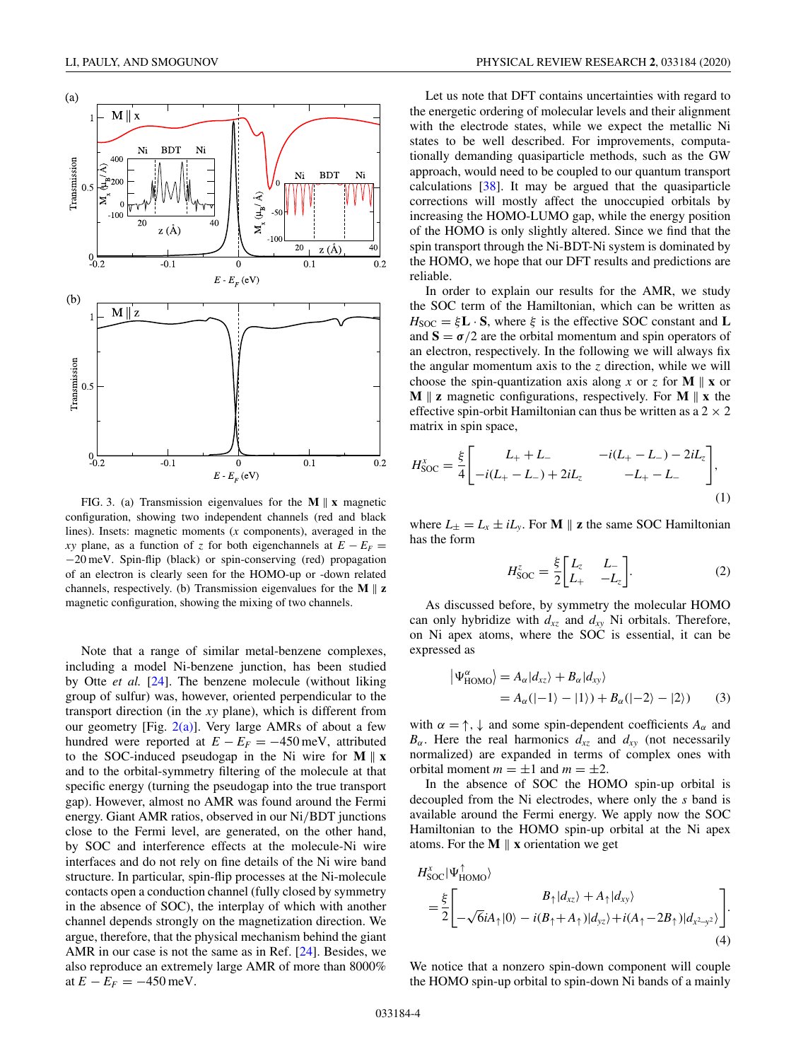FIG. 3. (a) Transmission eigenvalues for the $\mathbf{M} \parallel \mathbf{x}$ magnetic configuration, showing two independent channels (red and black lines). Insets: magnetic moments ($x$ components), averaged in the $xy$ plane, as a function of $z$ for both eigenchannels at $E - E_F = -20$ meV. Spin-flip (black) or spin-conserving (red) propagation of an electron is clearly seen for the HOMO-up or -down related channels, respectively. (b) Transmission eigenvalues for the $\mathbf{M} \parallel \mathbf{z}$ magnetic configuration, showing the mixing of two channels.

Note that a range of similar metal-benzene complexes, including a model Ni-benzene junction, has been studied by Otte *et al.* [24]. The benzene molecule (without liking group of sulfur) was, however, oriented perpendicular to the transport direction (in the $xy$ plane), which is different from our geometry [Fig. 2(a)]. Very large AMRs of about a few hundred were reported at $E - E_F = -450$ meV, attributed to the SOC-induced pseudogap in the Ni wire for $\mathbf{M} \parallel \mathbf{x}$ and to the orbital-symmetry filtering of the molecule at that specific energy (turning the pseudogap into the true transport gap). However, almost no AMR was found around the Fermi energy. Giant AMR ratios, observed in our Ni/BDT junctions close to the Fermi level, are generated, on the other hand, by SOC and interference effects at the molecule-Ni wire interfaces and do not rely on fine details of the Ni wire band structure. In particular, spin-flip processes at the Ni-molecule contacts open a conduction channel (fully closed by symmetry in the absence of SOC), the interplay of which with another channel depends strongly on the magnetization direction. We argue, therefore, that the physical mechanism behind the giant AMR in our case is not the same as in Ref. [24]. Besides, we also reproduce an extremely large AMR of more than 8000% at $E - E_F = -450$ meV.

Let us note that DFT contains uncertainties with regard to the energetic ordering of molecular levels and their alignment with the electrode states, while we expect the metallic Ni states to be well described. For improvements, computationally demanding quasiparticle methods, such as the GW approach, would need to be coupled to our quantum transport calculations [38]. It may be argued that the quasiparticle corrections will mostly affect the unoccupied orbitals by increasing the HOMO-LUMO gap, while the energy position of the HOMO is only slightly altered. Since we find that the spin transport through the Ni-BDT-Ni system is dominated by the HOMO, we hope that our DFT results and predictions are reliable.

In order to explain our results for the AMR, we study the SOC term of the Hamiltonian, which can be written as $H_{\text{SOC}} = \xi \mathbf{L} \cdot \mathbf{S}$, where $\xi$ is the effective SOC constant and $\mathbf{L}$ and $\mathbf{S} = \boldsymbol{\sigma}/2$ are the orbital momentum and spin operators of an electron, respectively. In the following we will always fix the angular momentum axis to the $z$ direction, while we will choose the spin-quantization axis along $x$ or $z$ for $\mathbf{M} \parallel \mathbf{x}$ or $\mathbf{M} \parallel \mathbf{z}$ magnetic configurations, respectively. For $\mathbf{M} \parallel \mathbf{x}$ the effective spin-orbit Hamiltonian can thus be written as a $2 \times 2$ matrix in spin space,

$$H_{\text{SOC}}^{x} = \frac{\xi}{4} \begin{bmatrix} L_+ + L_- & -i(L_+ - L_-) - 2iL_z \\ -i(L_+ - L_-) + 2iL_z & -L_+ - L_- \end{bmatrix}, \tag{1}$$

where $L_\pm = L_x \pm iL_y$. For $\mathbf{M} \parallel \mathbf{z}$ the same SOC Hamiltonian has the form

$$H_{\text{SOC}}^{z} = \frac{\xi}{2} \begin{bmatrix} L_z & L_- \\ L_+ & -L_z \end{bmatrix}. \tag{2}$$

As discussed before, by symmetry the molecular HOMO can only hybridize with $d_{xz}$ and $d_{xy}$ Ni orbitals. Therefore, on Ni apex atoms, where the SOC is essential, it can be expressed as

$$\begin{aligned} \left|\Psi_{\text{HOMO}}^{\alpha}\right\rangle &= A_\alpha |d_{xz}\rangle + B_\alpha |d_{xy}\rangle \\ &= A_\alpha(|-1\rangle - |1\rangle) + B_\alpha(|-2\rangle - |2\rangle) \end{aligned} \tag{3}$$

with $\alpha = \uparrow, \downarrow$ and some spin-dependent coefficients $A_\alpha$ and $B_\alpha$. Here the real harmonics $d_{xz}$ and $d_{xy}$ (not necessarily normalized) are expanded in terms of complex ones with orbital moment $m = \pm 1$ and $m = \pm 2$.

In the absence of SOC the HOMO spin-up orbital is decoupled from the Ni electrodes, where only the $s$ band is available around the Fermi energy. We apply now the SOC Hamiltonian to the HOMO spin-up orbital at the Ni apex atoms. For the $\mathbf{M} \parallel \mathbf{x}$ orientation we get

$$\begin{aligned} &H_{\text{SOC}}^{x} |\Psi_{\text{HOMO}}^{\uparrow}\rangle \\ &= \frac{\xi}{2} \begin{bmatrix} B_\uparrow |d_{xz}\rangle + A_\uparrow |d_{xy}\rangle \\ -\sqrt{6} i A_\uparrow |0\rangle - i(B_\uparrow + A_\uparrow)|d_{yz}\rangle + i(A_\uparrow - 2B_\uparrow)|d_{x^2-y^2}\rangle \end{bmatrix}. \end{aligned} \tag{4}$$

We notice that a nonzero spin-down component will couple the HOMO spin-up orbital to spin-down Ni bands of a mainly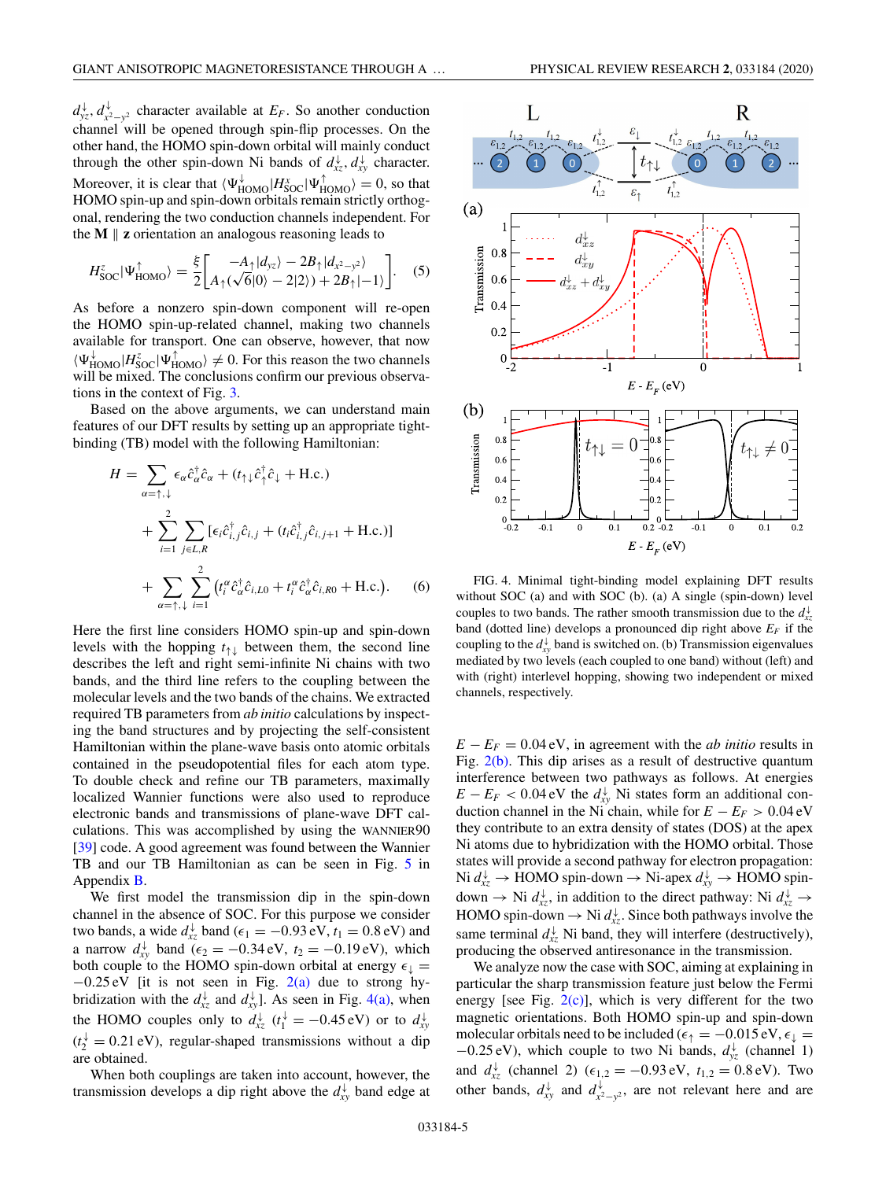$d_{yz}^{\downarrow}$, $d_{x^2-y^2}^{\downarrow}$ character available at $E_F$. So another conduction channel will be opened through spin-flip processes. On the other hand, the HOMO spin-down orbital will mainly conduct through the other spin-down Ni bands of $d_{xz}^{\downarrow}$, $d_{xy}^{\downarrow}$ character. Moreover, it is clear that $\langle\Psi_{\rm HOMO}^{\downarrow}|H_{\rm SOC}^{x}|\Psi_{\rm HOMO}^{\uparrow}\rangle = 0$, so that HOMO spin-up and spin-down orbitals remain strictly orthogonal, rendering the two conduction channels independent. For the $\mathbf{M} \parallel \mathbf{z}$ orientation an analogous reasoning leads to

$$H_{\rm SOC}^{z}|\Psi_{\rm HOMO}^{\uparrow}\rangle = \frac{\xi}{2}\begin{bmatrix} -A_{\uparrow}|d_{yz}\rangle - 2B_{\uparrow}|d_{x^2-y^2}\rangle \\ A_{\uparrow}(\sqrt{6}|0\rangle - 2|2\rangle) + 2B_{\uparrow}|-1\rangle \end{bmatrix}. \quad (5)$$

As before a nonzero spin-down component will re-open the HOMO spin-up-related channel, making two channels available for transport. One can observe, however, that now $\langle\Psi_{\rm HOMO}^{\downarrow}|H_{\rm SOC}^{z}|\Psi_{\rm HOMO}^{\uparrow}\rangle \neq 0$. For this reason the two channels will be mixed. The conclusions confirm our previous observations in the context of Fig. 3.

Based on the above arguments, we can understand main features of our DFT results by setting up an appropriate tight-binding (TB) model with the following Hamiltonian:

$$\begin{aligned} H = &\sum_{\alpha=\uparrow,\downarrow} \epsilon_{\alpha}\hat{c}_{\alpha}^{\dagger}\hat{c}_{\alpha} + (t_{\uparrow\downarrow}\hat{c}_{\uparrow}^{\dagger}\hat{c}_{\downarrow} + \text{H.c.}) \\ &+ \sum_{i=1}^{2}\sum_{j\in L,R}[\epsilon_i\hat{c}_{i,j}^{\dagger}\hat{c}_{i,j} + (t_i\hat{c}_{i,j}^{\dagger}\hat{c}_{i,j+1} + \text{H.c.})] \\ &+ \sum_{\alpha=\uparrow,\downarrow}\sum_{i=1}^{2}\left(t_i^{\alpha}\hat{c}_{\alpha}^{\dagger}\hat{c}_{i,L0} + t_i^{\alpha}\hat{c}_{\alpha}^{\dagger}\hat{c}_{i,R0} + \text{H.c.}\right). \end{aligned} \quad (6)$$

Here the first line considers HOMO spin-up and spin-down levels with the hopping $t_{\uparrow\downarrow}$ between them, the second line describes the left and right semi-infinite Ni chains with two bands, and the third line refers to the coupling between the molecular levels and the two bands of the chains. We extracted required TB parameters from *ab initio* calculations by inspecting the band structures and by projecting the self-consistent Hamiltonian within the plane-wave basis onto atomic orbitals contained in the pseudopotential files for each atom type. To double check and refine our TB parameters, maximally localized Wannier functions were also used to reproduce electronic bands and transmissions of plane-wave DFT calculations. This was accomplished by using the WANNIER90 [39] code. A good agreement was found between the Wannier TB and our TB Hamiltonian as can be seen in Fig. 5 in Appendix B.

We first model the transmission dip in the spin-down channel in the absence of SOC. For this purpose we consider two bands, a wide $d_{xz}^{\downarrow}$ band ($\epsilon_1 = -0.93$ eV, $t_1 = 0.8$ eV) and a narrow $d_{xy}^{\downarrow}$ band ($\epsilon_2 = -0.34$ eV, $t_2 = -0.19$ eV), which both couple to the HOMO spin-down orbital at energy $\epsilon_{\downarrow} = -0.25$ eV [it is not seen in Fig. 2(a) due to strong hybridization with the $d_{xz}^{\downarrow}$ and $d_{xy}^{\downarrow}$]. As seen in Fig. 4(a), when the HOMO couples only to $d_{xz}^{\downarrow}$ ($t_1^{\downarrow} = -0.45$ eV) or to $d_{xy}^{\downarrow}$ ($t_2^{\downarrow} = 0.21$ eV), regular-shaped transmissions without a dip are obtained.

When both couplings are taken into account, however, the transmission develops a dip right above the $d_{xy}^{\downarrow}$ band edge at $E - E_F = 0.04$ eV, in agreement with the *ab initio* results in Fig. 2(b). This dip arises as a result of destructive quantum interference between two pathways as follows. At energies $E - E_F < 0.04$ eV the $d_{xy}^{\downarrow}$ Ni states form an additional conduction channel in the Ni chain, while for $E - E_F > 0.04$ eV they contribute to an extra density of states (DOS) at the apex Ni atoms due to hybridization with the HOMO orbital. Those states will provide a second pathway for electron propagation: Ni $d_{xz}^{\downarrow}$ → HOMO spin-down → Ni-apex $d_{xy}^{\downarrow}$ → HOMO spin-down → Ni $d_{xz}^{\downarrow}$, in addition to the direct pathway: Ni $d_{xz}^{\downarrow}$ → HOMO spin-down → Ni $d_{xz}^{\downarrow}$. Since both pathways involve the same terminal $d_{xz}^{\downarrow}$ Ni band, they will interfere (destructively), producing the observed antiresonance in the transmission.

FIG. 4. Minimal tight-binding model explaining DFT results without SOC (a) and with SOC (b). (a) A single (spin-down) level couples to two bands. The rather smooth transmission due to the $d_{xz}^{\downarrow}$ band (dotted line) develops a pronounced dip right above $E_F$ if the coupling to the $d_{xy}^{\downarrow}$ band is switched on. (b) Transmission eigenvalues mediated by two levels (each coupled to one band) without (left) and with (right) interlevel hopping, showing two independent or mixed channels, respectively.

We analyze now the case with SOC, aiming at explaining in particular the sharp transmission feature just below the Fermi energy [see Fig. 2(c)], which is very different for the two magnetic orientations. Both HOMO spin-up and spin-down molecular orbitals need to be included ($\epsilon_{\uparrow} = -0.015$ eV, $\epsilon_{\downarrow} = -0.25$ eV), which couple to two Ni bands, $d_{yz}^{\downarrow}$ (channel 1) and $d_{xz}^{\downarrow}$ (channel 2) ($\epsilon_{1,2} = -0.93$ eV, $t_{1,2} = 0.8$ eV). Two other bands, $d_{xy}^{\downarrow}$ and $d_{x^2-y^2}^{\downarrow}$, are not relevant here and are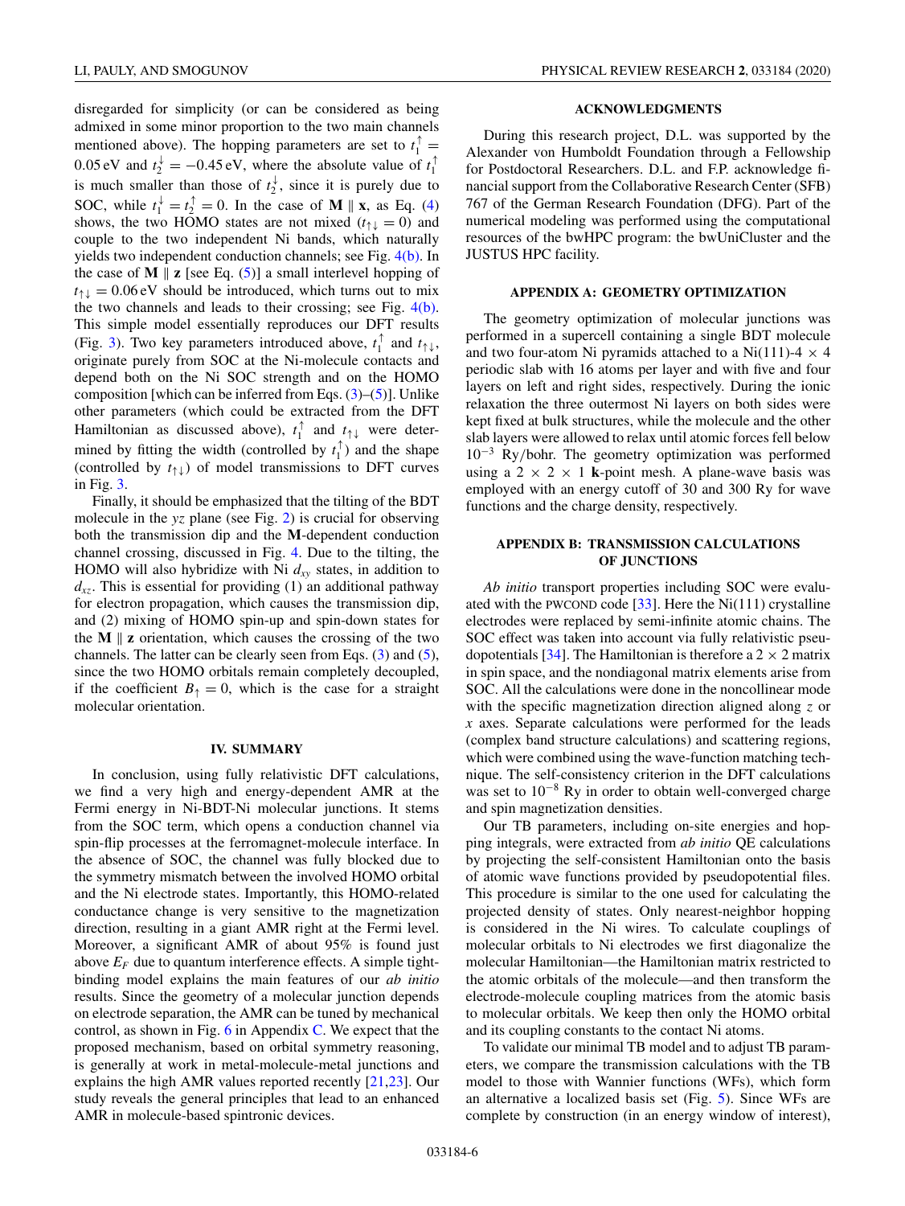disregarded for simplicity (or can be considered as being admixed in some minor proportion to the two main channels mentioned above). The hopping parameters are set to $t_1^{\uparrow} = 0.05\,\text{eV}$ and $t_2^{\downarrow} = -0.45\,\text{eV}$, where the absolute value of $t_1^{\uparrow}$ is much smaller than those of $t_2^{\downarrow}$, since it is purely due to SOC, while $t_1^{\downarrow} = t_2^{\uparrow} = 0$. In the case of $\mathbf{M} \parallel \mathbf{x}$, as Eq. (4) shows, the two HOMO states are not mixed ($t_{\uparrow\downarrow} = 0$) and couple to the two independent Ni bands, which naturally yields two independent conduction channels; see Fig. 4(b). In the case of $\mathbf{M} \parallel \mathbf{z}$ [see Eq. (5)] a small interlevel hopping of $t_{\uparrow\downarrow} = 0.06\,\text{eV}$ should be introduced, which turns out to mix the two channels and leads to their crossing; see Fig. 4(b). This simple model essentially reproduces our DFT results (Fig. 3). Two key parameters introduced above, $t_1^{\uparrow}$ and $t_{\uparrow\downarrow}$, originate purely from SOC at the Ni-molecule contacts and depend both on the Ni SOC strength and on the HOMO composition [which can be inferred from Eqs. (3)–(5)]. Unlike other parameters (which could be extracted from the DFT Hamiltonian as discussed above), $t_1^{\uparrow}$ and $t_{\uparrow\downarrow}$ were determined by fitting the width (controlled by $t_1^{\uparrow}$) and the shape (controlled by $t_{\uparrow\downarrow}$) of model transmissions to DFT curves in Fig. 3.

Finally, it should be emphasized that the tilting of the BDT molecule in the $yz$ plane (see Fig. 2) is crucial for observing both the transmission dip and the $\mathbf{M}$-dependent conduction channel crossing, discussed in Fig. 4. Due to the tilting, the HOMO will also hybridize with Ni $d_{xy}$ states, in addition to $d_{xz}$. This is essential for providing (1) an additional pathway for electron propagation, which causes the transmission dip, and (2) mixing of HOMO spin-up and spin-down states for the $\mathbf{M} \parallel \mathbf{z}$ orientation, which causes the crossing of the two channels. The latter can be clearly seen from Eqs. (3) and (5), since the two HOMO orbitals remain completely decoupled, if the coefficient $B_{\uparrow} = 0$, which is the case for a straight molecular orientation.

## IV. SUMMARY

In conclusion, using fully relativistic DFT calculations, we find a very high and energy-dependent AMR at the Fermi energy in Ni-BDT-Ni molecular junctions. It stems from the SOC term, which opens a conduction channel via spin-flip processes at the ferromagnet-molecule interface. In the absence of SOC, the channel was fully blocked due to the symmetry mismatch between the involved HOMO orbital and the Ni electrode states. Importantly, this HOMO-related conductance change is very sensitive to the magnetization direction, resulting in a giant AMR right at the Fermi level. Moreover, a significant AMR of about 95% is found just above $E_F$ due to quantum interference effects. A simple tight-binding model explains the main features of our *ab initio* results. Since the geometry of a molecular junction depends on electrode separation, the AMR can be tuned by mechanical control, as shown in Fig. 6 in Appendix C. We expect that the proposed mechanism, based on orbital symmetry reasoning, is generally at work in metal-molecule-metal junctions and explains the high AMR values reported recently [21,23]. Our study reveals the general principles that lead to an enhanced AMR in molecule-based spintronic devices.

## ACKNOWLEDGMENTS

During this research project, D.L. was supported by the Alexander von Humboldt Foundation through a Fellowship for Postdoctoral Researchers. D.L. and F.P. acknowledge financial support from the Collaborative Research Center (SFB) 767 of the German Research Foundation (DFG). Part of the numerical modeling was performed using the computational resources of the bwHPC program: the bwUniCluster and the JUSTUS HPC facility.

## APPENDIX A: GEOMETRY OPTIMIZATION

The geometry optimization of molecular junctions was performed in a supercell containing a single BDT molecule and two four-atom Ni pyramids attached to a Ni(111)-4 × 4 periodic slab with 16 atoms per layer and with five and four layers on left and right sides, respectively. During the ionic relaxation the three outermost Ni layers on both sides were kept fixed at bulk structures, while the molecule and the other slab layers were allowed to relax until atomic forces fell below $10^{-3}$ Ry/bohr. The geometry optimization was performed using a 2 × 2 × 1 **k**-point mesh. A plane-wave basis was employed with an energy cutoff of 30 and 300 Ry for wave functions and the charge density, respectively.

## APPENDIX B: TRANSMISSION CALCULATIONS OF JUNCTIONS

*Ab initio* transport properties including SOC were evaluated with the PWCOND code [33]. Here the Ni(111) crystalline electrodes were replaced by semi-infinite atomic chains. The SOC effect was taken into account via fully relativistic pseudopotentials [34]. The Hamiltonian is therefore a 2 × 2 matrix in spin space, and the nondiagonal matrix elements arise from SOC. All the calculations were done in the noncollinear mode with the specific magnetization direction aligned along $z$ or $x$ axes. Separate calculations were performed for the leads (complex band structure calculations) and scattering regions, which were combined using the wave-function matching technique. The self-consistency criterion in the DFT calculations was set to $10^{-8}$ Ry in order to obtain well-converged charge and spin magnetization densities.

Our TB parameters, including on-site energies and hopping integrals, were extracted from *ab initio* QE calculations by projecting the self-consistent Hamiltonian onto the basis of atomic wave functions provided by pseudopotential files. This procedure is similar to the one used for calculating the projected density of states. Only nearest-neighbor hopping is considered in the Ni wires. To calculate couplings of molecular orbitals to Ni electrodes we first diagonalize the molecular Hamiltonian—the Hamiltonian matrix restricted to the atomic orbitals of the molecule—and then transform the electrode-molecule coupling matrices from the atomic basis to molecular orbitals. We keep then only the HOMO orbital and its coupling constants to the contact Ni atoms.

To validate our minimal TB model and to adjust TB parameters, we compare the transmission calculations with the TB model to those with Wannier functions (WFs), which form an alternative a localized basis set (Fig. 5). Since WFs are complete by construction (in an energy window of interest),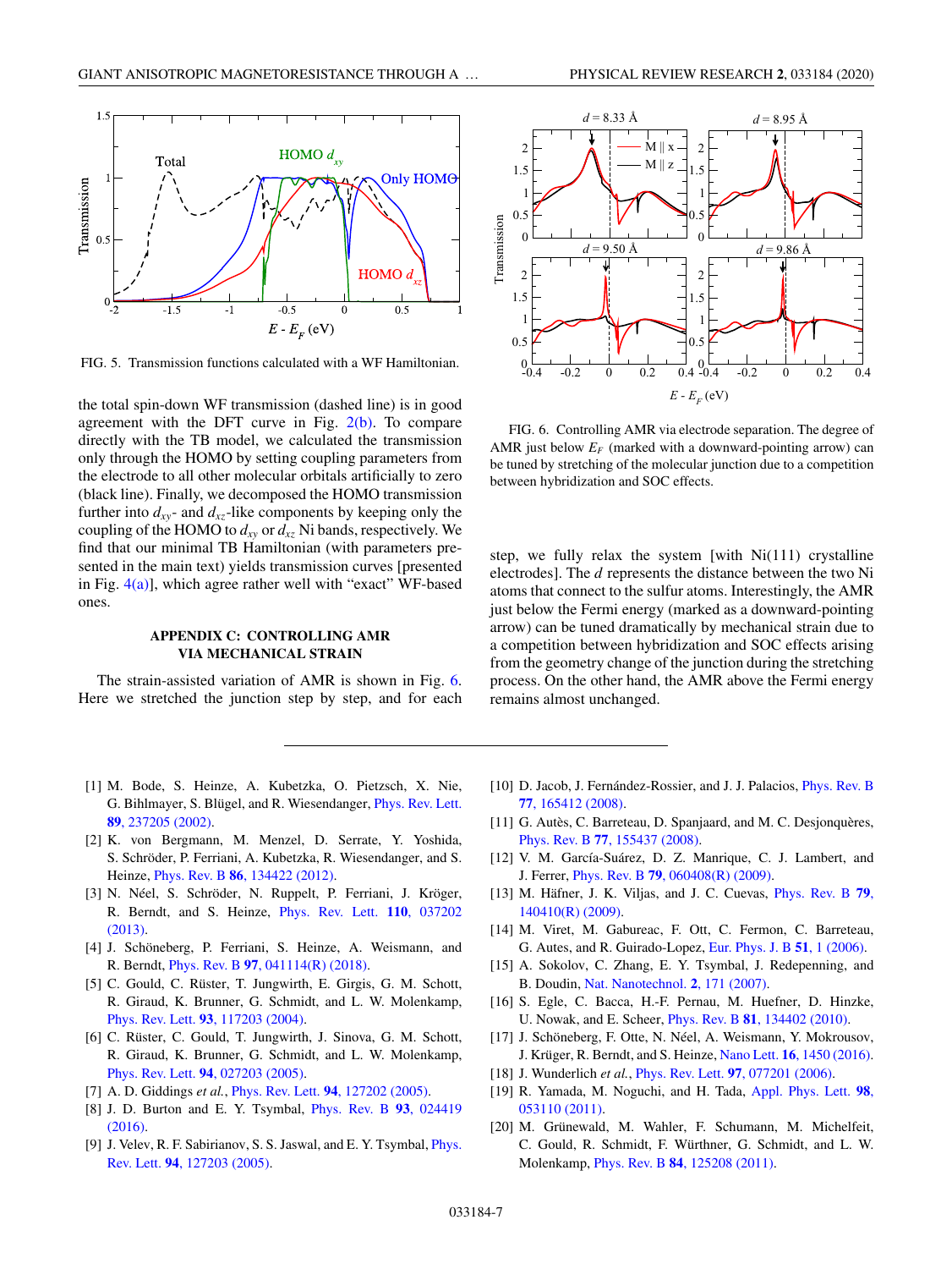FIG. 5. Transmission functions calculated with a WF Hamiltonian.

the total spin-down WF transmission (dashed line) is in good agreement with the DFT curve in Fig. 2(b). To compare directly with the TB model, we calculated the transmission only through the HOMO by setting coupling parameters from the electrode to all other molecular orbitals artificially to zero (black line). Finally, we decomposed the HOMO transmission further into $d_{xy}$- and $d_{xz}$-like components by keeping only the coupling of the HOMO to $d_{xy}$ or $d_{xz}$ Ni bands, respectively. We find that our minimal TB Hamiltonian (with parameters presented in the main text) yields transmission curves [presented in Fig. 4(a)], which agree rather well with "exact" WF-based ones.

## APPENDIX C: CONTROLLING AMR VIA MECHANICAL STRAIN

The strain-assisted variation of AMR is shown in Fig. 6. Here we stretched the junction step by step, and for each step, we fully relax the system [with Ni(111) crystalline electrodes]. The $d$ represents the distance between the two Ni atoms that connect to the sulfur atoms. Interestingly, the AMR just below the Fermi energy (marked as a downward-pointing arrow) can be tuned dramatically by mechanical strain due to a competition between hybridization and SOC effects arising from the geometry change of the junction during the stretching process. On the other hand, the AMR above the Fermi energy remains almost unchanged.

FIG. 6. Controlling AMR via electrode separation. The degree of AMR just below $E_F$ (marked with a downward-pointing arrow) can be tuned by stretching of the molecular junction due to a competition between hybridization and SOC effects.

---

[1] M. Bode, S. Heinze, A. Kubetzka, O. Pietzsch, X. Nie, G. Bihlmayer, S. Blügel, and R. Wiesendanger, Phys. Rev. Lett. **89**, 237205 (2002).

[2] K. von Bergmann, M. Menzel, D. Serrate, Y. Yoshida, S. Schröder, P. Ferriani, A. Kubetzka, R. Wiesendanger, and S. Heinze, Phys. Rev. B **86**, 134422 (2012).

[3] N. Néel, S. Schröder, N. Ruppelt, P. Ferriani, J. Kröger, R. Berndt, and S. Heinze, Phys. Rev. Lett. **110**, 037202 (2013).

[4] J. Schöneberg, P. Ferriani, S. Heinze, A. Weismann, and R. Berndt, Phys. Rev. B **97**, 041114(R) (2018).

[5] C. Gould, C. Rüster, T. Jungwirth, E. Girgis, G. M. Schott, R. Giraud, K. Brunner, G. Schmidt, and L. W. Molenkamp, Phys. Rev. Lett. **93**, 117203 (2004).

[6] C. Rüster, C. Gould, T. Jungwirth, J. Sinova, G. M. Schott, R. Giraud, K. Brunner, G. Schmidt, and L. W. Molenkamp, Phys. Rev. Lett. **94**, 027203 (2005).

[7] A. D. Giddings *et al.*, Phys. Rev. Lett. **94**, 127202 (2005).

[8] J. D. Burton and E. Y. Tsymbal, Phys. Rev. B **93**, 024419 (2016).

[9] J. Velev, R. F. Sabirianov, S. S. Jaswal, and E. Y. Tsymbal, Phys. Rev. Lett. **94**, 127203 (2005).

[10] D. Jacob, J. Fernández-Rossier, and J. J. Palacios, Phys. Rev. B **77**, 165412 (2008).

[11] G. Autès, C. Barreteau, D. Spanjaard, and M. C. Desjonquères, Phys. Rev. B **77**, 155437 (2008).

[12] V. M. García-Suárez, D. Z. Manrique, C. J. Lambert, and J. Ferrer, Phys. Rev. B **79**, 060408(R) (2009).

[13] M. Häfner, J. K. Viljas, and J. C. Cuevas, Phys. Rev. B **79**, 140410(R) (2009).

[14] M. Viret, M. Gabureac, F. Ott, C. Fermon, C. Barreteau, G. Autes, and R. Guirado-Lopez, Eur. Phys. J. B **51**, 1 (2006).

[15] A. Sokolov, C. Zhang, E. Y. Tsymbal, J. Redepenning, and B. Doudin, Nat. Nanotechnol. **2**, 171 (2007).

[16] S. Egle, C. Bacca, H.-F. Pernau, M. Huefner, D. Hinzke, U. Nowak, and E. Scheer, Phys. Rev. B **81**, 134402 (2010).

[17] J. Schöneberg, F. Otte, N. Néel, A. Weismann, Y. Mokrousov, J. Krüger, R. Berndt, and S. Heinze, Nano Lett. **16**, 1450 (2016).

[18] J. Wunderlich *et al.*, Phys. Rev. Lett. **97**, 077201 (2006).

[19] R. Yamada, M. Noguchi, and H. Tada, Appl. Phys. Lett. **98**, 053110 (2011).

[20] M. Grünewald, M. Wahler, F. Schumann, M. Michelfeit, C. Gould, R. Schmidt, F. Würthner, G. Schmidt, and L. W. Molenkamp, Phys. Rev. B **84**, 125208 (2011).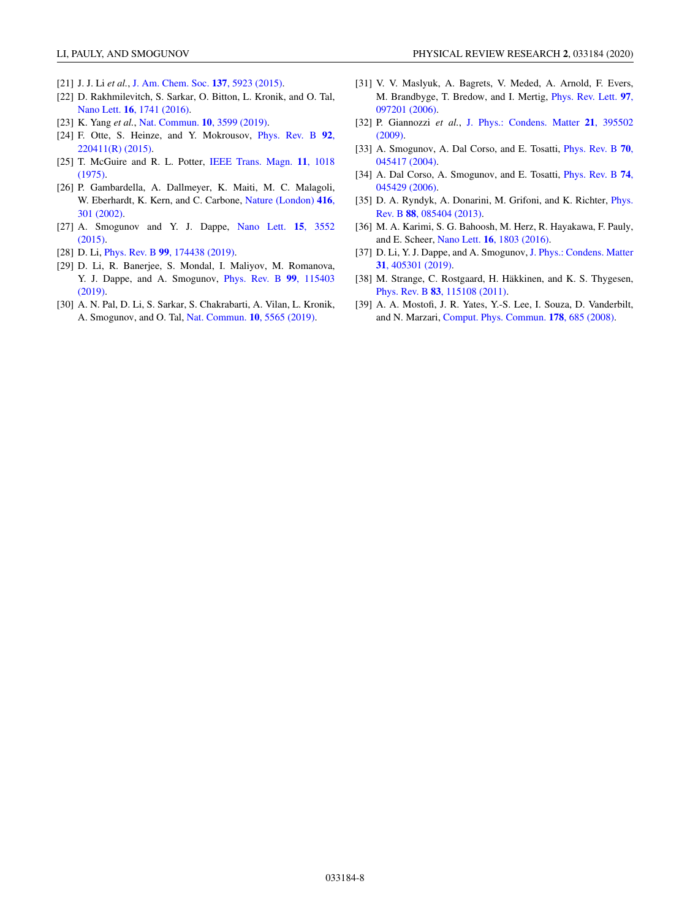[21] J. J. Li *et al.*, J. Am. Chem. Soc. **137**, 5923 (2015).

[22] D. Rakhmilevitch, S. Sarkar, O. Bitton, L. Kronik, and O. Tal, Nano Lett. **16**, 1741 (2016).

[23] K. Yang *et al.*, Nat. Commun. **10**, 3599 (2019).

[24] F. Otte, S. Heinze, and Y. Mokrousov, Phys. Rev. B **92**, 220411(R) (2015).

[25] T. McGuire and R. L. Potter, IEEE Trans. Magn. **11**, 1018 (1975).

[26] P. Gambardella, A. Dallmeyer, K. Maiti, M. C. Malagoli, W. Eberhardt, K. Kern, and C. Carbone, Nature (London) **416**, 301 (2002).

[27] A. Smogunov and Y. J. Dappe, Nano Lett. **15**, 3552 (2015).

[28] D. Li, Phys. Rev. B **99**, 174438 (2019).

[29] D. Li, R. Banerjee, S. Mondal, I. Maliyov, M. Romanova, Y. J. Dappe, and A. Smogunov, Phys. Rev. B **99**, 115403 (2019).

[30] A. N. Pal, D. Li, S. Sarkar, S. Chakrabarti, A. Vilan, L. Kronik, A. Smogunov, and O. Tal, Nat. Commun. **10**, 5565 (2019).

[31] V. V. Maslyuk, A. Bagrets, V. Meded, A. Arnold, F. Evers, M. Brandbyge, T. Bredow, and I. Mertig, Phys. Rev. Lett. **97**, 097201 (2006).

[32] P. Giannozzi *et al.*, J. Phys.: Condens. Matter **21**, 395502 (2009).

[33] A. Smogunov, A. Dal Corso, and E. Tosatti, Phys. Rev. B **70**, 045417 (2004).

[34] A. Dal Corso, A. Smogunov, and E. Tosatti, Phys. Rev. B **74**, 045429 (2006).

[35] D. A. Ryndyk, A. Donarini, M. Grifoni, and K. Richter, Phys. Rev. B **88**, 085404 (2013).

[36] M. A. Karimi, S. G. Bahoosh, M. Herz, R. Hayakawa, F. Pauly, and E. Scheer, Nano Lett. **16**, 1803 (2016).

[37] D. Li, Y. J. Dappe, and A. Smogunov, J. Phys.: Condens. Matter **31**, 405301 (2019).

[38] M. Strange, C. Rostgaard, H. Häkkinen, and K. S. Thygesen, Phys. Rev. B **83**, 115108 (2011).

[39] A. A. Mostofi, J. R. Yates, Y.-S. Lee, I. Souza, D. Vanderbilt, and N. Marzari, Comput. Phys. Commun. **178**, 685 (2008).